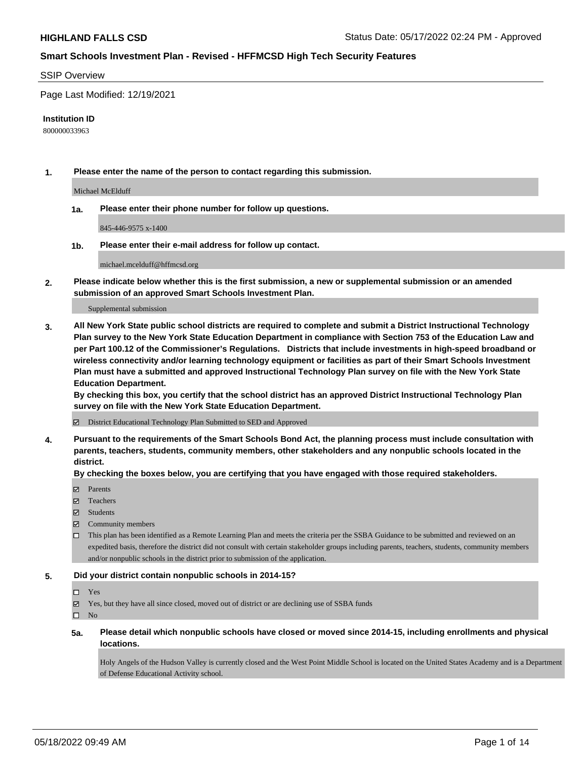**HIGHLAND FALLS CSD** Status Date: 05/17/2022 02:24 PM - Approved

## Smart Schools Investment Plan - Revised - HFFMCSD High Tech Security Features

SSIP Overview

Page Last Modified: 12/19/2021

**Institution ID**

800000033963

**1. Please enter the name of the person to contact regarding this submission.**

Michael McElduff

**1a. Please enter their phone number for follow up questions.**

845-446-9575 x-1400

**1b. Please enter their e-mail address for follow up contact.**

michael.mcelduff@hffmcsd.org

**2. Please indicate below whether this is the first submission, a new or supplemental submission or an amended submission of an approved Smart Schools Investment Plan.**

Supplemental submission

**3. All New York State public school districts are required to complete and submit a District Instructional Technology Plan survey to the New York State Education Department in compliance with Section 753 of the Education Law and per Part 100.12 of the Commissioner's Regulations. Districts that include investments in high-speed broadband or wireless connectivity and/or learning technology equipment or facilities as part of their Smart Schools Investment Plan must have a submitted and approved Instructional Technology Plan survey on file with the New York State Education Department.**
**By checking this box, you certify that the school district has an approved District Instructional Technology Plan survey on file with the New York State Education Department.**

☑ District Educational Technology Plan Submitted to SED and Approved

**4. Pursuant to the requirements of the Smart Schools Bond Act, the planning process must include consultation with parents, teachers, students, community members, other stakeholders and any nonpublic schools located in the district.**
**By checking the boxes below, you are certifying that you have engaged with those required stakeholders.**

☑ Parents
☑ Teachers
☑ Students
☑ Community members
☐ This plan has been identified as a Remote Learning Plan and meets the criteria per the SSBA Guidance to be submitted and reviewed on an expedited basis, therefore the district did not consult with certain stakeholder groups including parents, teachers, students, community members and/or nonpublic schools in the district prior to submission of the application.

**5. Did your district contain nonpublic schools in 2014-15?**

☐ Yes
☑ Yes, but they have all since closed, moved out of district or are declining use of SSBA funds
☐ No

**5a. Please detail which nonpublic schools have closed or moved since 2014-15, including enrollments and physical locations.**

Holy Angels of the Hudson Valley is currently closed and the West Point Middle School is located on the United States Academy and is a Department of Defense Educational Activity school.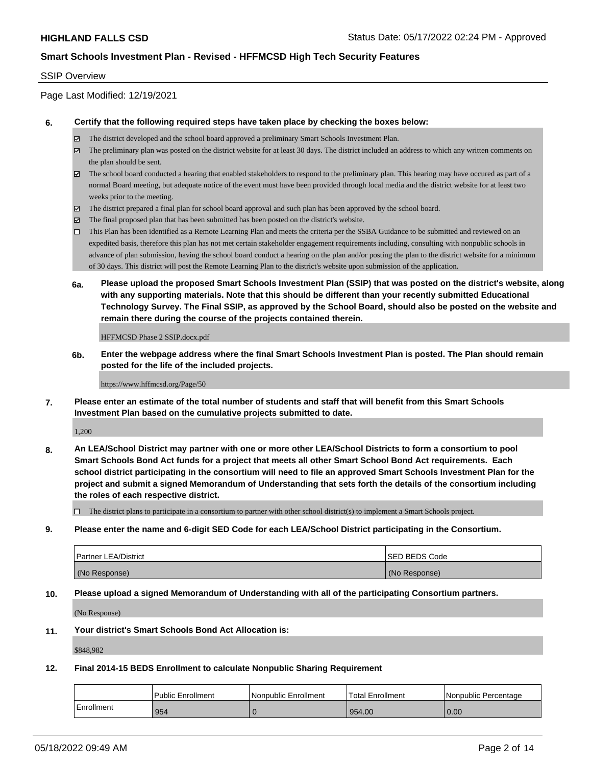**HIGHLAND FALLS CSD** Status Date: 05/17/2022 02:24 PM - Approved

**Smart Schools Investment Plan - Revised - HFFMCSD High Tech Security Features**

SSIP Overview

Page Last Modified: 12/19/2021

**6. Certify that the following required steps have taken place by checking the boxes below:**

- ☑ The district developed and the school board approved a preliminary Smart Schools Investment Plan.
- ☑ The preliminary plan was posted on the district website for at least 30 days. The district included an address to which any written comments on the plan should be sent.
- ☑ The school board conducted a hearing that enabled stakeholders to respond to the preliminary plan. This hearing may have occured as part of a normal Board meeting, but adequate notice of the event must have been provided through local media and the district website for at least two weeks prior to the meeting.
- ☑ The district prepared a final plan for school board approval and such plan has been approved by the school board.
- ☑ The final proposed plan that has been submitted has been posted on the district's website.
- ☐ This Plan has been identified as a Remote Learning Plan and meets the criteria per the SSBA Guidance to be submitted and reviewed on an expedited basis, therefore this plan has not met certain stakeholder engagement requirements including, consulting with nonpublic schools in advance of plan submission, having the school board conduct a hearing on the plan and/or posting the plan to the district website for a minimum of 30 days. This district will post the Remote Learning Plan to the district's website upon submission of the application.

**6a. Please upload the proposed Smart Schools Investment Plan (SSIP) that was posted on the district's website, along with any supporting materials. Note that this should be different than your recently submitted Educational Technology Survey. The Final SSIP, as approved by the School Board, should also be posted on the website and remain there during the course of the projects contained therein.**

HFFMCSD Phase 2 SSIP.docx.pdf

**6b. Enter the webpage address where the final Smart Schools Investment Plan is posted. The Plan should remain posted for the life of the included projects.**

https://www.hffmcsd.org/Page/50

**7. Please enter an estimate of the total number of students and staff that will benefit from this Smart Schools Investment Plan based on the cumulative projects submitted to date.**

1,200

**8. An LEA/School District may partner with one or more other LEA/School Districts to form a consortium to pool Smart Schools Bond Act funds for a project that meets all other Smart School Bond Act requirements. Each school district participating in the consortium will need to file an approved Smart Schools Investment Plan for the project and submit a signed Memorandum of Understanding that sets forth the details of the consortium including the roles of each respective district.**

- ☐ The district plans to participate in a consortium to partner with other school district(s) to implement a Smart Schools project.

**9. Please enter the name and 6-digit SED Code for each LEA/School District participating in the Consortium.**

| Partner LEA/District | SED BEDS Code |
| --- | --- |
| (No Response) | (No Response) |

**10. Please upload a signed Memorandum of Understanding with all of the participating Consortium partners.**

(No Response)

**11. Your district's Smart Schools Bond Act Allocation is:**

$848,982

**12. Final 2014-15 BEDS Enrollment to calculate Nonpublic Sharing Requirement**

| | Public Enrollment | Nonpublic Enrollment | Total Enrollment | Nonpublic Percentage |
| --- | --- | --- | --- | --- |
| Enrollment | 954 | 0 | 954.00 | 0.00 |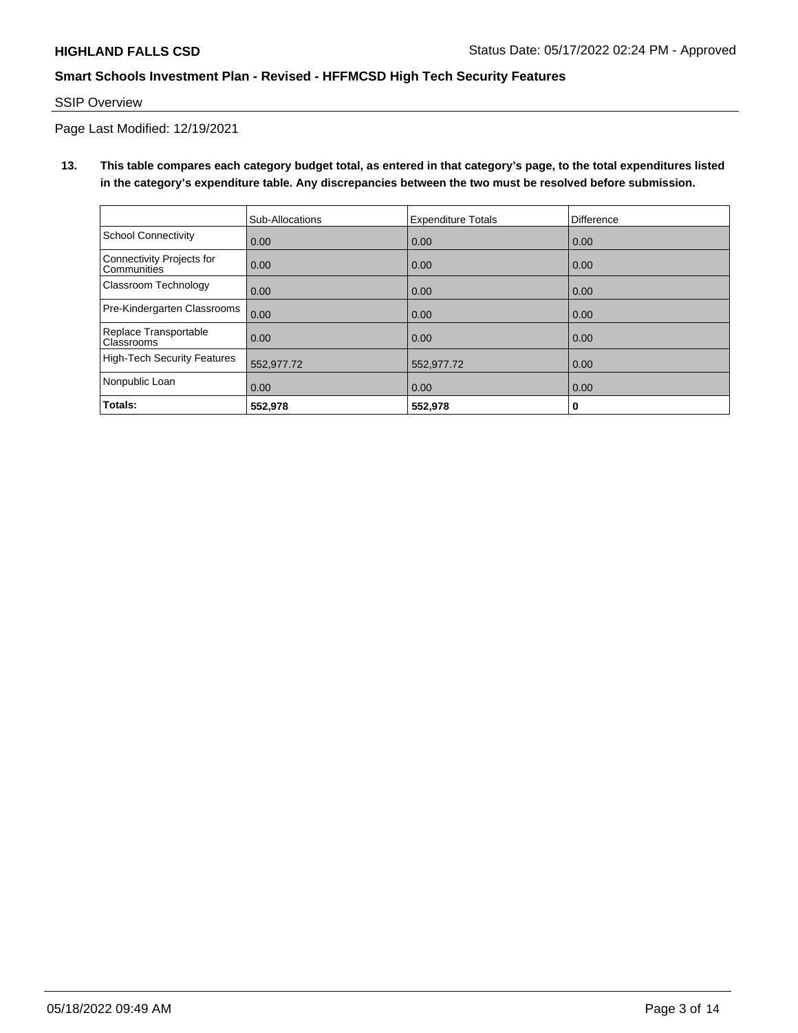SSIP Overview

Page Last Modified: 12/19/2021

**13. This table compares each category budget total, as entered in that category's page, to the total expenditures listed in the category's expenditure table. Any discrepancies between the two must be resolved before submission.**

| | Sub-Allocations | Expenditure Totals | Difference |
|---|---|---|---|
| School Connectivity | 0.00 | 0.00 | 0.00 |
| Connectivity Projects for Communities | 0.00 | 0.00 | 0.00 |
| Classroom Technology | 0.00 | 0.00 | 0.00 |
| Pre-Kindergarten Classrooms | 0.00 | 0.00 | 0.00 |
| Replace Transportable Classrooms | 0.00 | 0.00 | 0.00 |
| High-Tech Security Features | 552,977.72 | 552,977.72 | 0.00 |
| Nonpublic Loan | 0.00 | 0.00 | 0.00 |
| **Totals:** | **552,978** | **552,978** | **0** |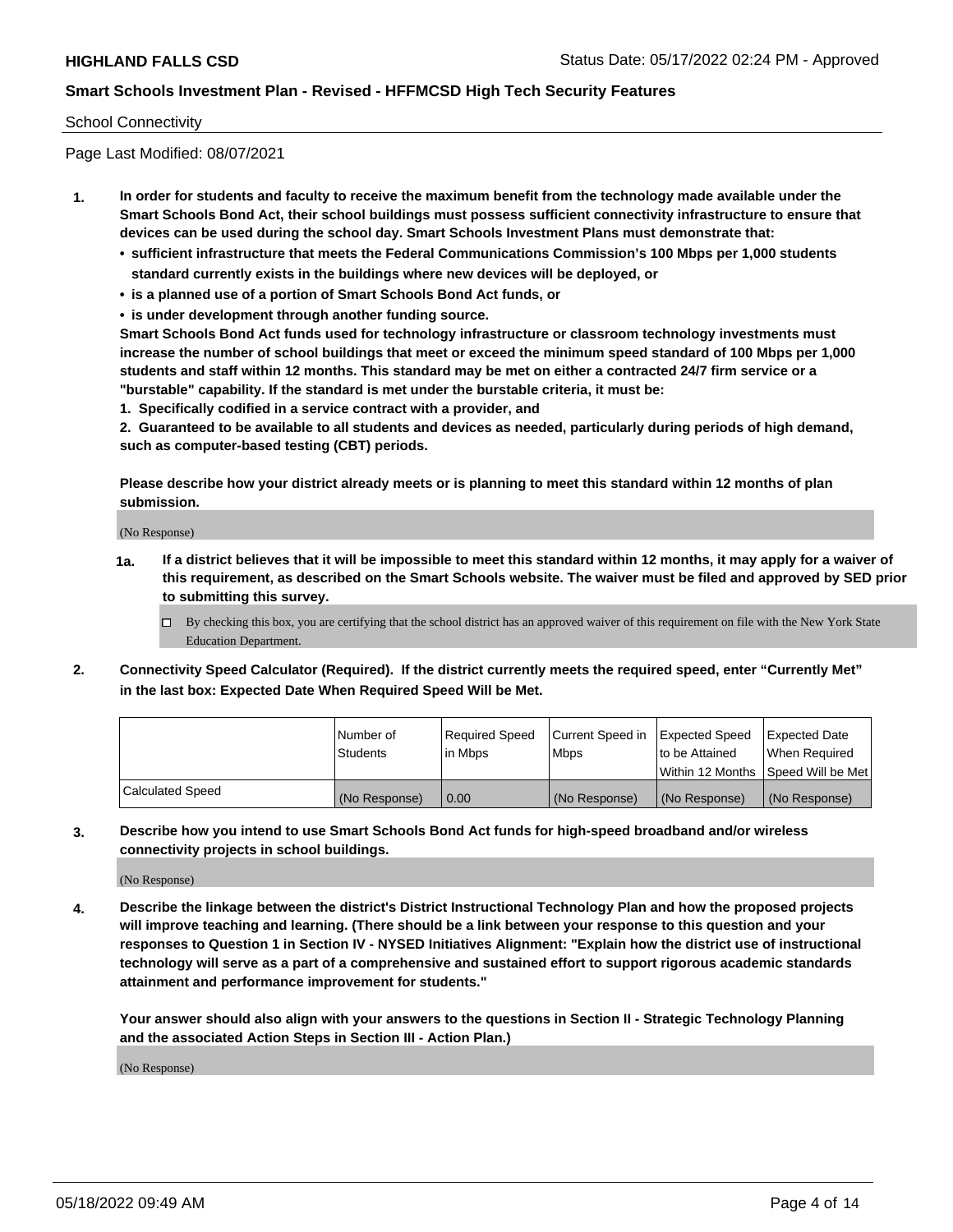School Connectivity

Page Last Modified: 08/07/2021

1. **In order for students and faculty to receive the maximum benefit from the technology made available under the Smart Schools Bond Act, their school buildings must possess sufficient connectivity infrastructure to ensure that devices can be used during the school day. Smart Schools Investment Plans must demonstrate that:**
   - **sufficient infrastructure that meets the Federal Communications Commission's 100 Mbps per 1,000 students standard currently exists in the buildings where new devices will be deployed, or**
   - **is a planned use of a portion of Smart Schools Bond Act funds, or**
   - **is under development through another funding source.**

   **Smart Schools Bond Act funds used for technology infrastructure or classroom technology investments must increase the number of school buildings that meet or exceed the minimum speed standard of 100 Mbps per 1,000 students and staff within 12 months. This standard may be met on either a contracted 24/7 firm service or a "burstable" capability. If the standard is met under the burstable criteria, it must be:**

   **1. Specifically codified in a service contract with a provider, and**

   **2. Guaranteed to be available to all students and devices as needed, particularly during periods of high demand, such as computer-based testing (CBT) periods.**

   **Please describe how your district already meets or is planning to meet this standard within 12 months of plan submission.**

   (No Response)

   **1a. If a district believes that it will be impossible to meet this standard within 12 months, it may apply for a waiver of this requirement, as described on the Smart Schools website. The waiver must be filed and approved by SED prior to submitting this survey.**

   ☐ By checking this box, you are certifying that the school district has an approved waiver of this requirement on file with the New York State Education Department.

2. **Connectivity Speed Calculator (Required). If the district currently meets the required speed, enter "Currently Met" in the last box: Expected Date When Required Speed Will be Met.**

| | Number of Students | Required Speed in Mbps | Current Speed in Mbps | Expected Speed to be Attained Within 12 Months | Expected Date When Required Speed Will be Met |
|---|---|---|---|---|---|
| Calculated Speed | (No Response) | 0.00 | (No Response) | (No Response) | (No Response) |

3. **Describe how you intend to use Smart Schools Bond Act funds for high-speed broadband and/or wireless connectivity projects in school buildings.**

   (No Response)

4. **Describe the linkage between the district's District Instructional Technology Plan and how the proposed projects will improve teaching and learning. (There should be a link between your response to this question and your responses to Question 1 in Section IV - NYSED Initiatives Alignment: "Explain how the district use of instructional technology will serve as a part of a comprehensive and sustained effort to support rigorous academic standards attainment and performance improvement for students."**

   **Your answer should also align with your answers to the questions in Section II - Strategic Technology Planning and the associated Action Steps in Section III - Action Plan.)**

   (No Response)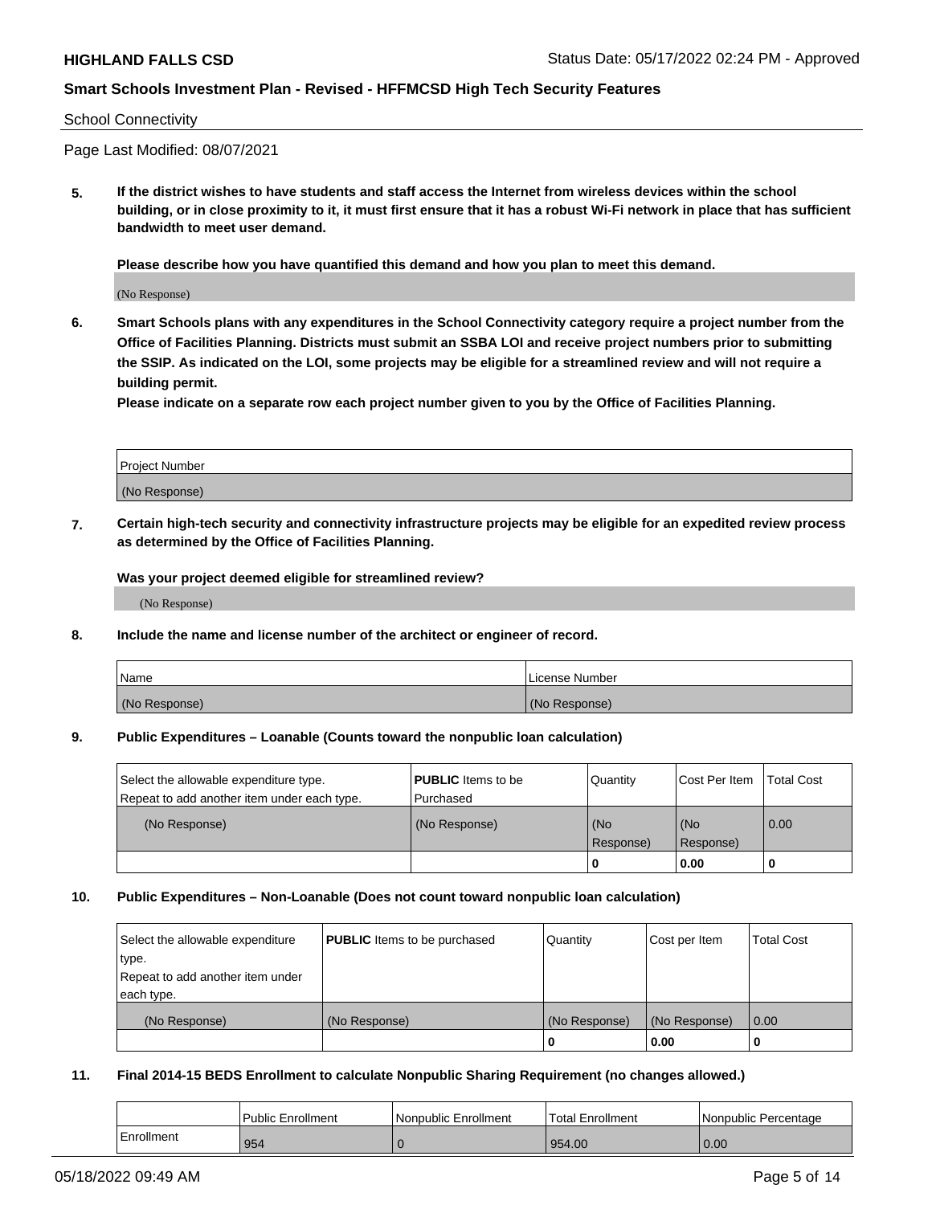School Connectivity

Page Last Modified: 08/07/2021

**5. If the district wishes to have students and staff access the Internet from wireless devices within the school building, or in close proximity to it, it must first ensure that it has a robust Wi-Fi network in place that has sufficient bandwidth to meet user demand.**

**Please describe how you have quantified this demand and how you plan to meet this demand.**

(No Response)

**6. Smart Schools plans with any expenditures in the School Connectivity category require a project number from the Office of Facilities Planning. Districts must submit an SSBA LOI and receive project numbers prior to submitting the SSIP. As indicated on the LOI, some projects may be eligible for a streamlined review and will not require a building permit.**
**Please indicate on a separate row each project number given to you by the Office of Facilities Planning.**

| Project Number |
| --- |
| (No Response) |

**7. Certain high-tech security and connectivity infrastructure projects may be eligible for an expedited review process as determined by the Office of Facilities Planning.**

**Was your project deemed eligible for streamlined review?**

(No Response)

**8. Include the name and license number of the architect or engineer of record.**

| Name | License Number |
| --- | --- |
| (No Response) | (No Response) |

**9. Public Expenditures – Loanable (Counts toward the nonpublic loan calculation)**

| Select the allowable expenditure type. Repeat to add another item under each type. | **PUBLIC** Items to be Purchased | Quantity | Cost Per Item | Total Cost |
| --- | --- | --- | --- | --- |
| (No Response) | (No Response) | (No Response) | (No Response) | 0.00 |
| | | 0 | 0.00 | 0 |

**10. Public Expenditures – Non-Loanable (Does not count toward nonpublic loan calculation)**

| Select the allowable expenditure type. Repeat to add another item under each type. | **PUBLIC** Items to be purchased | Quantity | Cost per Item | Total Cost |
| --- | --- | --- | --- | --- |
| (No Response) | (No Response) | (No Response) | (No Response) | 0.00 |
| | | 0 | 0.00 | 0 |

**11. Final 2014-15 BEDS Enrollment to calculate Nonpublic Sharing Requirement (no changes allowed.)**

| | Public Enrollment | Nonpublic Enrollment | Total Enrollment | Nonpublic Percentage |
| --- | --- | --- | --- | --- |
| Enrollment | 954 | 0 | 954.00 | 0.00 |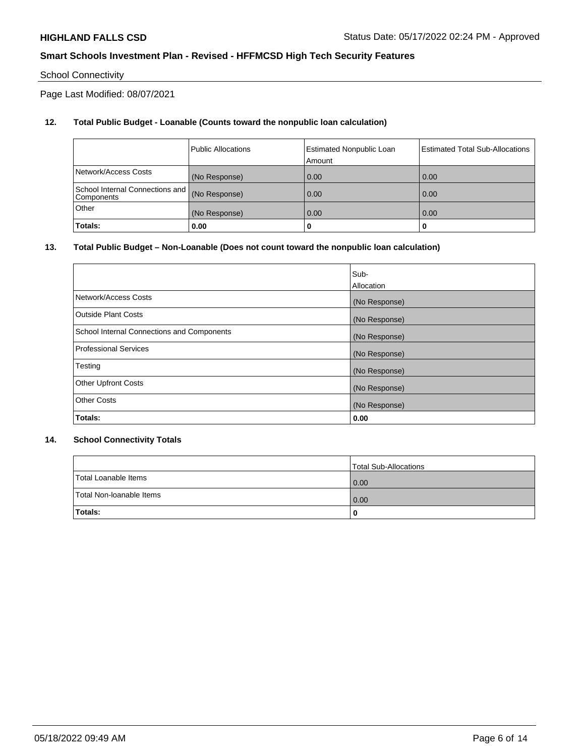School Connectivity

Page Last Modified: 08/07/2021

**12. Total Public Budget - Loanable (Counts toward the nonpublic loan calculation)**

| | Public Allocations | Estimated Nonpublic Loan Amount | Estimated Total Sub-Allocations |
|---|---|---|---|
| Network/Access Costs | (No Response) | 0.00 | 0.00 |
| School Internal Connections and Components | (No Response) | 0.00 | 0.00 |
| Other | (No Response) | 0.00 | 0.00 |
| **Totals:** | **0.00** | **0** | **0** |

**13. Total Public Budget – Non-Loanable (Does not count toward the nonpublic loan calculation)**

| | Sub-Allocation |
|---|---|
| Network/Access Costs | (No Response) |
| Outside Plant Costs | (No Response) |
| School Internal Connections and Components | (No Response) |
| Professional Services | (No Response) |
| Testing | (No Response) |
| Other Upfront Costs | (No Response) |
| Other Costs | (No Response) |
| **Totals:** | **0.00** |

**14. School Connectivity Totals**

| | Total Sub-Allocations |
|---|---|
| Total Loanable Items | 0.00 |
| Total Non-loanable Items | 0.00 |
| **Totals:** | **0** |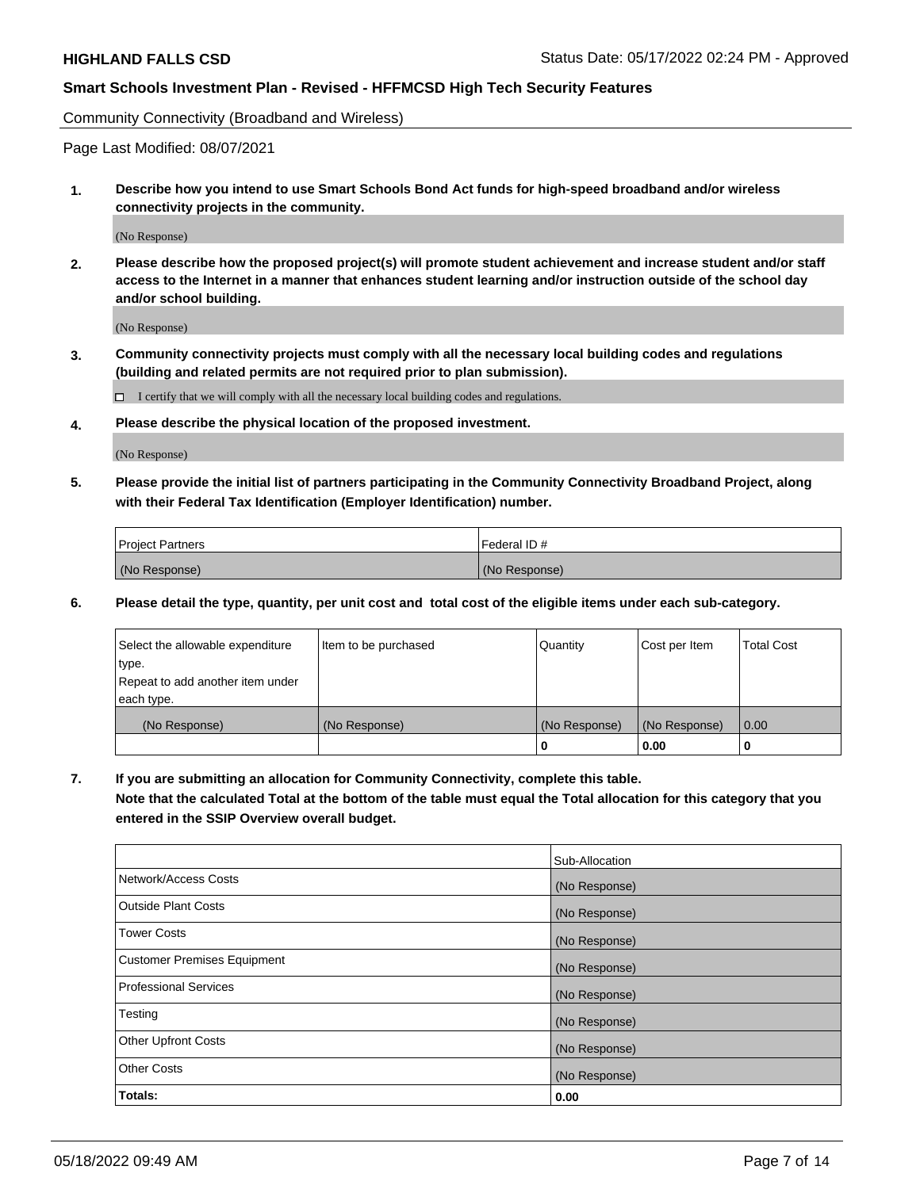Community Connectivity (Broadband and Wireless)

Page Last Modified: 08/07/2021

**1. Describe how you intend to use Smart Schools Bond Act funds for high-speed broadband and/or wireless connectivity projects in the community.**

(No Response)

**2. Please describe how the proposed project(s) will promote student achievement and increase student and/or staff access to the Internet in a manner that enhances student learning and/or instruction outside of the school day and/or school building.**

(No Response)

**3. Community connectivity projects must comply with all the necessary local building codes and regulations (building and related permits are not required prior to plan submission).**

☐ I certify that we will comply with all the necessary local building codes and regulations.

**4. Please describe the physical location of the proposed investment.**

(No Response)

**5. Please provide the initial list of partners participating in the Community Connectivity Broadband Project, along with their Federal Tax Identification (Employer Identification) number.**

| Project Partners | Federal ID # |
|---|---|
| (No Response) | (No Response) |

**6. Please detail the type, quantity, per unit cost and total cost of the eligible items under each sub-category.**

| Select the allowable expenditure type. Repeat to add another item under each type. | Item to be purchased | Quantity | Cost per Item | Total Cost |
|---|---|---|---|---|
| (No Response) | (No Response) | (No Response) | (No Response) | 0.00 |
| | | **0** | **0.00** | **0** |

**7. If you are submitting an allocation for Community Connectivity, complete this table.**
**Note that the calculated Total at the bottom of the table must equal the Total allocation for this category that you entered in the SSIP Overview overall budget.**

| | Sub-Allocation |
|---|---|
| Network/Access Costs | (No Response) |
| Outside Plant Costs | (No Response) |
| Tower Costs | (No Response) |
| Customer Premises Equipment | (No Response) |
| Professional Services | (No Response) |
| Testing | (No Response) |
| Other Upfront Costs | (No Response) |
| Other Costs | (No Response) |
| **Totals:** | **0.00** |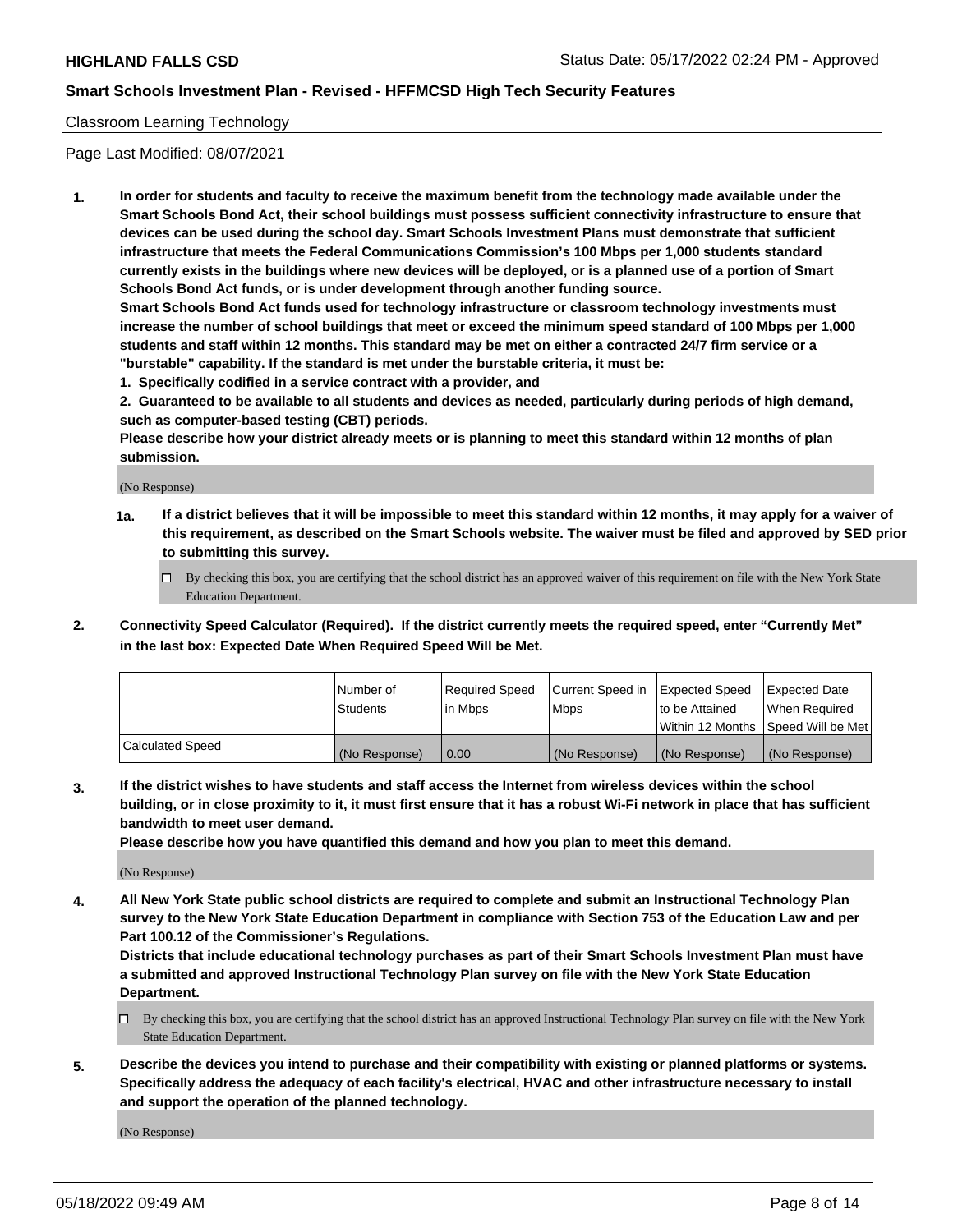Classroom Learning Technology

Page Last Modified: 08/07/2021

**1. In order for students and faculty to receive the maximum benefit from the technology made available under the Smart Schools Bond Act, their school buildings must possess sufficient connectivity infrastructure to ensure that devices can be used during the school day. Smart Schools Investment Plans must demonstrate that sufficient infrastructure that meets the Federal Communications Commission's 100 Mbps per 1,000 students standard currently exists in the buildings where new devices will be deployed, or is a planned use of a portion of Smart Schools Bond Act funds, or is under development through another funding source.**

**Smart Schools Bond Act funds used for technology infrastructure or classroom technology investments must increase the number of school buildings that meet or exceed the minimum speed standard of 100 Mbps per 1,000 students and staff within 12 months. This standard may be met on either a contracted 24/7 firm service or a "burstable" capability. If the standard is met under the burstable criteria, it must be:**

**1. Specifically codified in a service contract with a provider, and**

**2. Guaranteed to be available to all students and devices as needed, particularly during periods of high demand, such as computer-based testing (CBT) periods.**

**Please describe how your district already meets or is planning to meet this standard within 12 months of plan submission.**

(No Response)

**1a. If a district believes that it will be impossible to meet this standard within 12 months, it may apply for a waiver of this requirement, as described on the Smart Schools website. The waiver must be filed and approved by SED prior to submitting this survey.**

☐ By checking this box, you are certifying that the school district has an approved waiver of this requirement on file with the New York State Education Department.

**2. Connectivity Speed Calculator (Required). If the district currently meets the required speed, enter "Currently Met" in the last box: Expected Date When Required Speed Will be Met.**

| | Number of Students | Required Speed in Mbps | Current Speed in Mbps | Expected Speed to be Attained Within 12 Months | Expected Date When Required Speed Will be Met |
|---|---|---|---|---|---|
| Calculated Speed | (No Response) | 0.00 | (No Response) | (No Response) | (No Response) |

**3. If the district wishes to have students and staff access the Internet from wireless devices within the school building, or in close proximity to it, it must first ensure that it has a robust Wi-Fi network in place that has sufficient bandwidth to meet user demand.**

**Please describe how you have quantified this demand and how you plan to meet this demand.**

(No Response)

**4. All New York State public school districts are required to complete and submit an Instructional Technology Plan survey to the New York State Education Department in compliance with Section 753 of the Education Law and per Part 100.12 of the Commissioner's Regulations.**

**Districts that include educational technology purchases as part of their Smart Schools Investment Plan must have a submitted and approved Instructional Technology Plan survey on file with the New York State Education Department.**

☐ By checking this box, you are certifying that the school district has an approved Instructional Technology Plan survey on file with the New York State Education Department.

**5. Describe the devices you intend to purchase and their compatibility with existing or planned platforms or systems. Specifically address the adequacy of each facility's electrical, HVAC and other infrastructure necessary to install and support the operation of the planned technology.**

(No Response)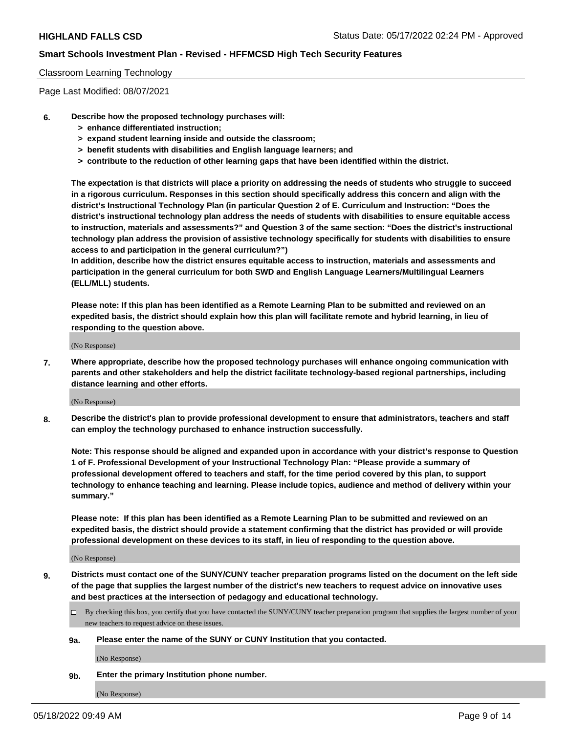Classroom Learning Technology

Page Last Modified: 08/07/2021

**6. Describe how the proposed technology purchases will:**
- **> enhance differentiated instruction;**
- **> expand student learning inside and outside the classroom;**
- **> benefit students with disabilities and English language learners; and**
- **> contribute to the reduction of other learning gaps that have been identified within the district.**

**The expectation is that districts will place a priority on addressing the needs of students who struggle to succeed in a rigorous curriculum. Responses in this section should specifically address this concern and align with the district's Instructional Technology Plan (in particular Question 2 of E. Curriculum and Instruction: "Does the district's instructional technology plan address the needs of students with disabilities to ensure equitable access to instruction, materials and assessments?" and Question 3 of the same section: "Does the district's instructional technology plan address the provision of assistive technology specifically for students with disabilities to ensure access to and participation in the general curriculum?")**

**In addition, describe how the district ensures equitable access to instruction, materials and assessments and participation in the general curriculum for both SWD and English Language Learners/Multilingual Learners (ELL/MLL) students.**

**Please note: If this plan has been identified as a Remote Learning Plan to be submitted and reviewed on an expedited basis, the district should explain how this plan will facilitate remote and hybrid learning, in lieu of responding to the question above.**

(No Response)

**7. Where appropriate, describe how the proposed technology purchases will enhance ongoing communication with parents and other stakeholders and help the district facilitate technology-based regional partnerships, including distance learning and other efforts.**

(No Response)

**8. Describe the district's plan to provide professional development to ensure that administrators, teachers and staff can employ the technology purchased to enhance instruction successfully.**

**Note: This response should be aligned and expanded upon in accordance with your district's response to Question 1 of F. Professional Development of your Instructional Technology Plan: "Please provide a summary of professional development offered to teachers and staff, for the time period covered by this plan, to support technology to enhance teaching and learning. Please include topics, audience and method of delivery within your summary."**

**Please note: If this plan has been identified as a Remote Learning Plan to be submitted and reviewed on an expedited basis, the district should provide a statement confirming that the district has provided or will provide professional development on these devices to its staff, in lieu of responding to the question above.**

(No Response)

**9. Districts must contact one of the SUNY/CUNY teacher preparation programs listed on the document on the left side of the page that supplies the largest number of the district's new teachers to request advice on innovative uses and best practices at the intersection of pedagogy and educational technology.**

☐ By checking this box, you certify that you have contacted the SUNY/CUNY teacher preparation program that supplies the largest number of your new teachers to request advice on these issues.

**9a. Please enter the name of the SUNY or CUNY Institution that you contacted.**

(No Response)

**9b. Enter the primary Institution phone number.**

(No Response)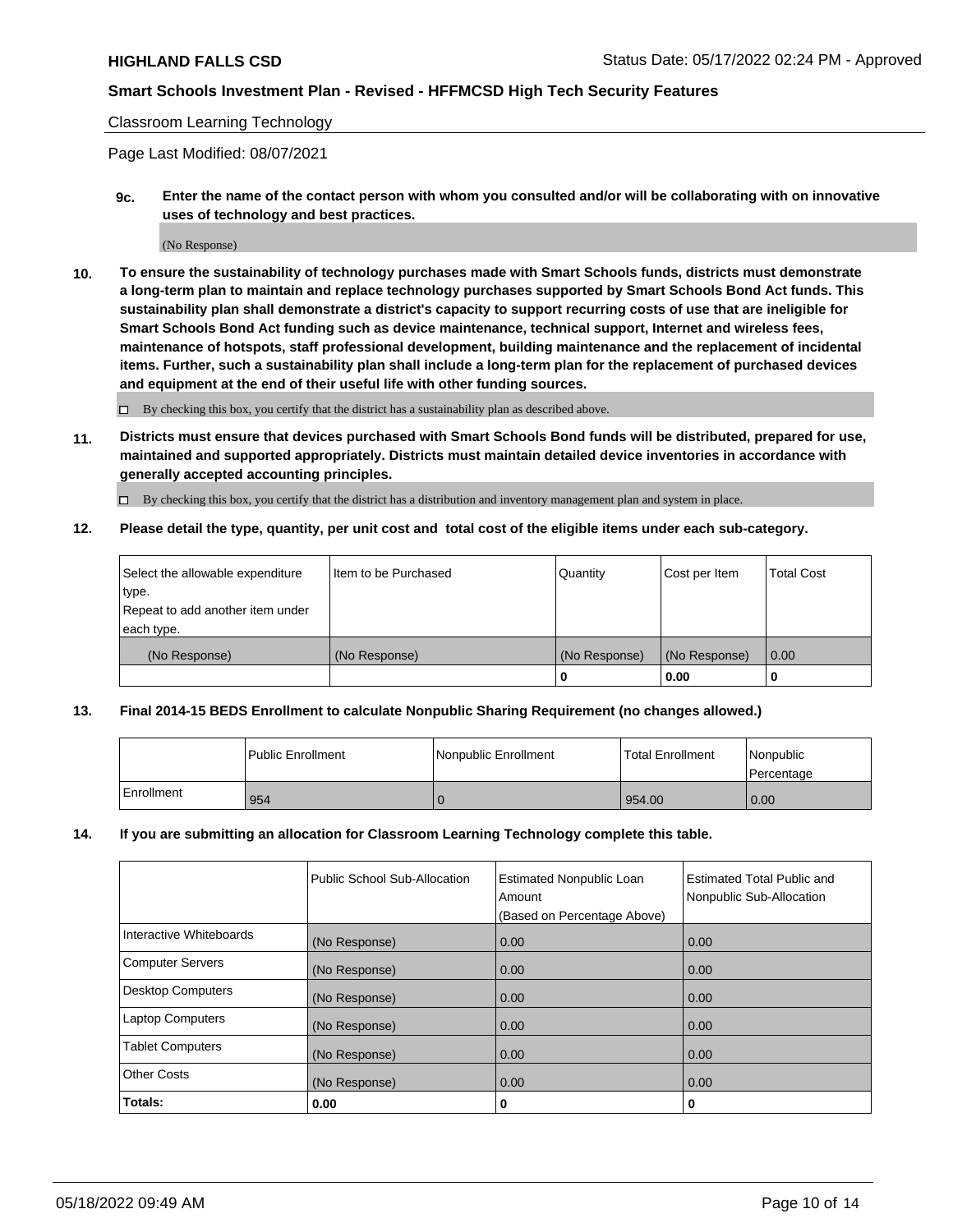Classroom Learning Technology

Page Last Modified: 08/07/2021

**9c. Enter the name of the contact person with whom you consulted and/or will be collaborating with on innovative uses of technology and best practices.**

(No Response)

**10. To ensure the sustainability of technology purchases made with Smart Schools funds, districts must demonstrate a long-term plan to maintain and replace technology purchases supported by Smart Schools Bond Act funds. This sustainability plan shall demonstrate a district's capacity to support recurring costs of use that are ineligible for Smart Schools Bond Act funding such as device maintenance, technical support, Internet and wireless fees, maintenance of hotspots, staff professional development, building maintenance and the replacement of incidental items. Further, such a sustainability plan shall include a long-term plan for the replacement of purchased devices and equipment at the end of their useful life with other funding sources.**

☐ By checking this box, you certify that the district has a sustainability plan as described above.

**11. Districts must ensure that devices purchased with Smart Schools Bond funds will be distributed, prepared for use, maintained and supported appropriately. Districts must maintain detailed device inventories in accordance with generally accepted accounting principles.**

☐ By checking this box, you certify that the district has a distribution and inventory management plan and system in place.

**12. Please detail the type, quantity, per unit cost and total cost of the eligible items under each sub-category.**

| Select the allowable expenditure type. Repeat to add another item under each type. | Item to be Purchased | Quantity | Cost per Item | Total Cost |
|---|---|---|---|---|
| (No Response) | (No Response) | (No Response) | (No Response) | 0.00 |
| | | **0** | **0.00** | **0** |

**13. Final 2014-15 BEDS Enrollment to calculate Nonpublic Sharing Requirement (no changes allowed.)**

| | Public Enrollment | Nonpublic Enrollment | Total Enrollment | Nonpublic Percentage |
|---|---|---|---|---|
| Enrollment | 954 | 0 | 954.00 | 0.00 |

**14. If you are submitting an allocation for Classroom Learning Technology complete this table.**

| | Public School Sub-Allocation | Estimated Nonpublic Loan Amount (Based on Percentage Above) | Estimated Total Public and Nonpublic Sub-Allocation |
|---|---|---|---|
| Interactive Whiteboards | (No Response) | 0.00 | 0.00 |
| Computer Servers | (No Response) | 0.00 | 0.00 |
| Desktop Computers | (No Response) | 0.00 | 0.00 |
| Laptop Computers | (No Response) | 0.00 | 0.00 |
| Tablet Computers | (No Response) | 0.00 | 0.00 |
| Other Costs | (No Response) | 0.00 | 0.00 |
| **Totals:** | **0.00** | **0** | **0** |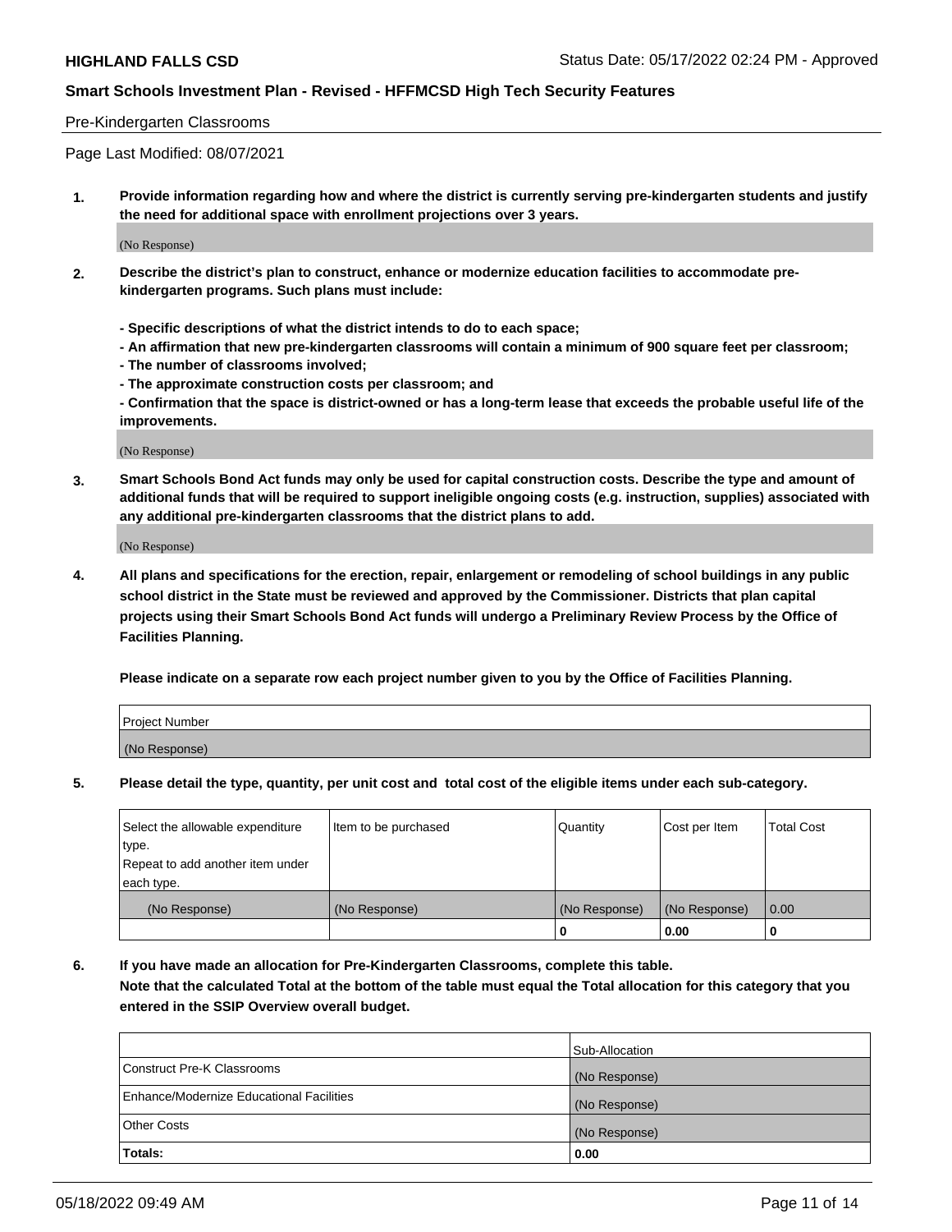Pre-Kindergarten Classrooms

Page Last Modified: 08/07/2021

**1. Provide information regarding how and where the district is currently serving pre-kindergarten students and justify the need for additional space with enrollment projections over 3 years.**

(No Response)

**2. Describe the district's plan to construct, enhance or modernize education facilities to accommodate pre-kindergarten programs. Such plans must include:**

**- Specific descriptions of what the district intends to do to each space;**
**- An affirmation that new pre-kindergarten classrooms will contain a minimum of 900 square feet per classroom;**
**- The number of classrooms involved;**
**- The approximate construction costs per classroom; and**
**- Confirmation that the space is district-owned or has a long-term lease that exceeds the probable useful life of the improvements.**

(No Response)

**3. Smart Schools Bond Act funds may only be used for capital construction costs. Describe the type and amount of additional funds that will be required to support ineligible ongoing costs (e.g. instruction, supplies) associated with any additional pre-kindergarten classrooms that the district plans to add.**

(No Response)

**4. All plans and specifications for the erection, repair, enlargement or remodeling of school buildings in any public school district in the State must be reviewed and approved by the Commissioner. Districts that plan capital projects using their Smart Schools Bond Act funds will undergo a Preliminary Review Process by the Office of Facilities Planning.**

**Please indicate on a separate row each project number given to you by the Office of Facilities Planning.**

| Project Number |
|---|
| (No Response) |

**5. Please detail the type, quantity, per unit cost and total cost of the eligible items under each sub-category.**

| Select the allowable expenditure type. Repeat to add another item under each type. | Item to be purchased | Quantity | Cost per Item | Total Cost |
|---|---|---|---|---|
| (No Response) | (No Response) | (No Response) | (No Response) | 0.00 |
| | | 0 | 0.00 | 0 |

**6. If you have made an allocation for Pre-Kindergarten Classrooms, complete this table. Note that the calculated Total at the bottom of the table must equal the Total allocation for this category that you entered in the SSIP Overview overall budget.**

| | Sub-Allocation |
|---|---|
| Construct Pre-K Classrooms | (No Response) |
| Enhance/Modernize Educational Facilities | (No Response) |
| Other Costs | (No Response) |
| **Totals:** | **0.00** |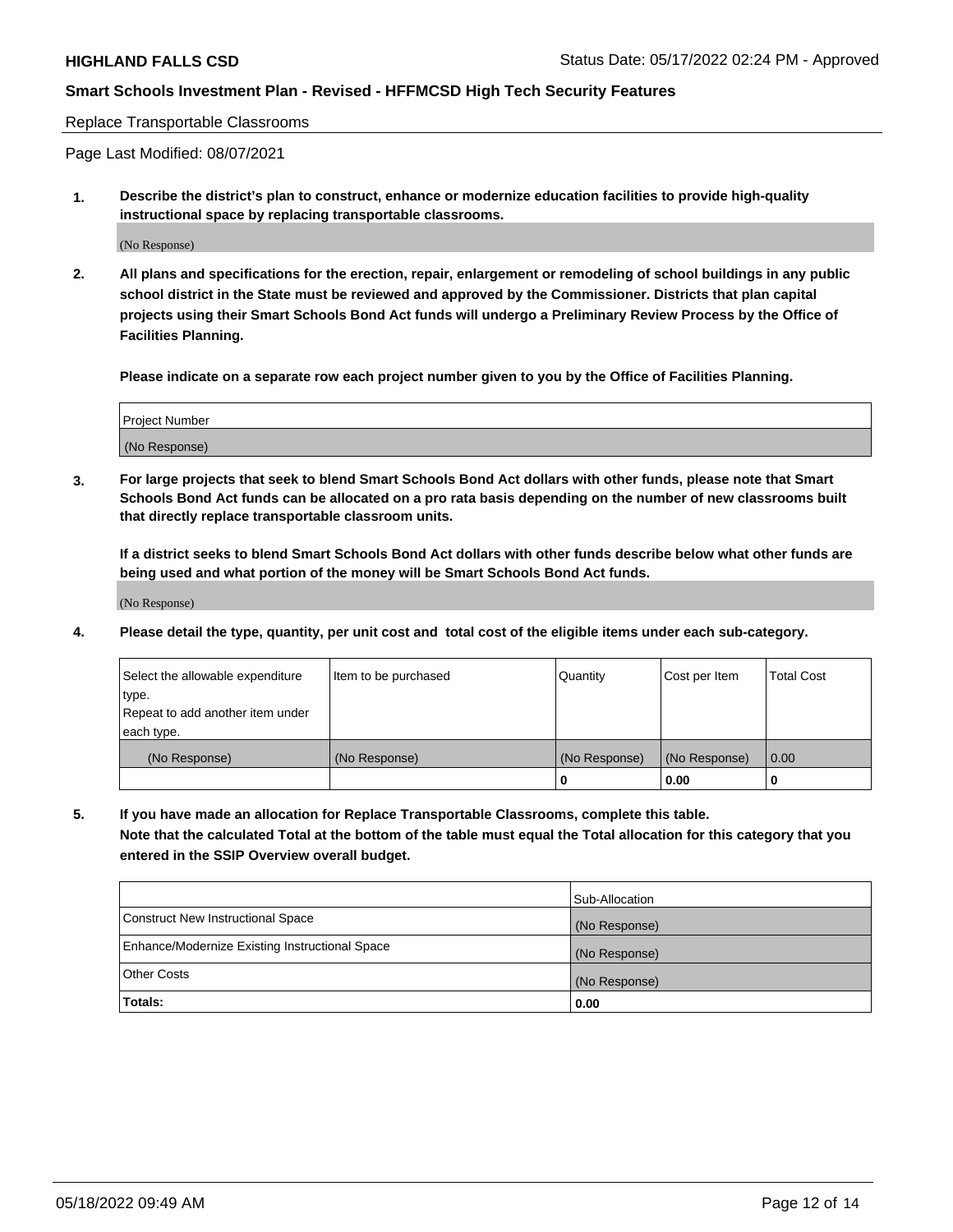Replace Transportable Classrooms

Page Last Modified: 08/07/2021

**1. Describe the district's plan to construct, enhance or modernize education facilities to provide high-quality instructional space by replacing transportable classrooms.**

(No Response)

**2. All plans and specifications for the erection, repair, enlargement or remodeling of school buildings in any public school district in the State must be reviewed and approved by the Commissioner. Districts that plan capital projects using their Smart Schools Bond Act funds will undergo a Preliminary Review Process by the Office of Facilities Planning.**

**Please indicate on a separate row each project number given to you by the Office of Facilities Planning.**

| Project Number |
|---|
| (No Response) |

**3. For large projects that seek to blend Smart Schools Bond Act dollars with other funds, please note that Smart Schools Bond Act funds can be allocated on a pro rata basis depending on the number of new classrooms built that directly replace transportable classroom units.**

**If a district seeks to blend Smart Schools Bond Act dollars with other funds describe below what other funds are being used and what portion of the money will be Smart Schools Bond Act funds.**

(No Response)

**4. Please detail the type, quantity, per unit cost and total cost of the eligible items under each sub-category.**

| Select the allowable expenditure type. Repeat to add another item under each type. | Item to be purchased | Quantity | Cost per Item | Total Cost |
|---|---|---|---|---|
| (No Response) | (No Response) | (No Response) | (No Response) | 0.00 |
| | | 0 | 0.00 | 0 |

**5. If you have made an allocation for Replace Transportable Classrooms, complete this table. Note that the calculated Total at the bottom of the table must equal the Total allocation for this category that you entered in the SSIP Overview overall budget.**

| | Sub-Allocation |
|---|---|
| Construct New Instructional Space | (No Response) |
| Enhance/Modernize Existing Instructional Space | (No Response) |
| Other Costs | (No Response) |
| **Totals:** | **0.00** |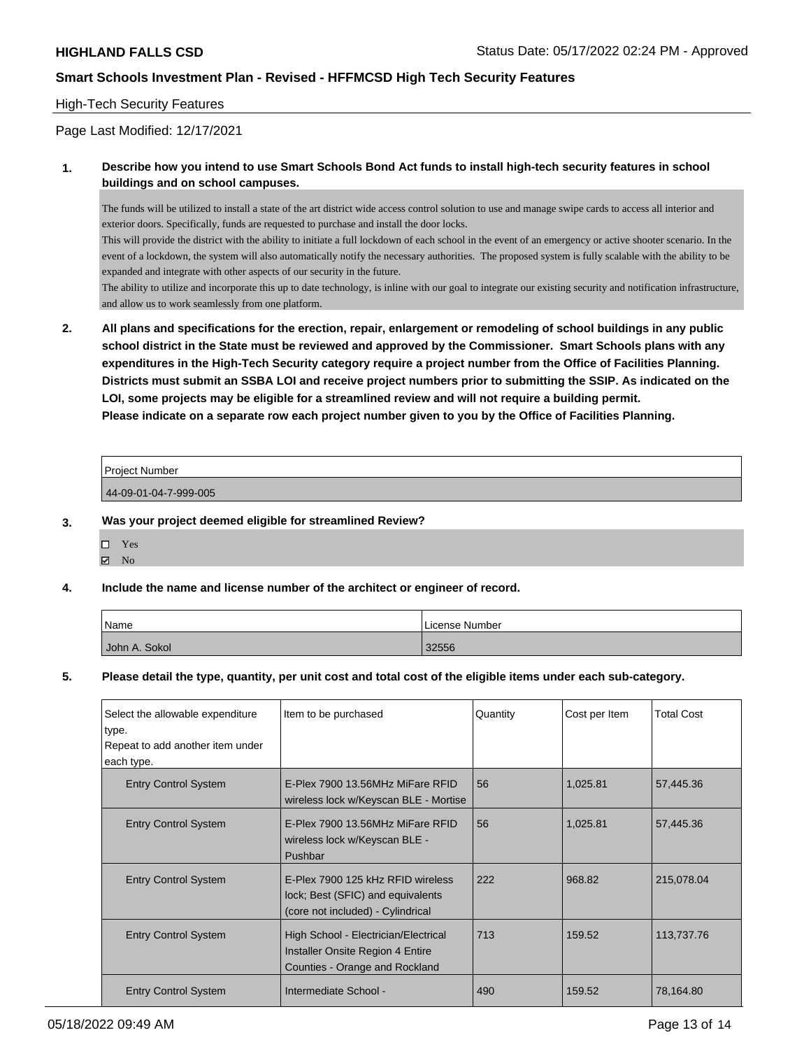**HIGHLAND FALLS CSD** Status Date: 05/17/2022 02:24 PM - Approved

**Smart Schools Investment Plan - Revised - HFFMCSD High Tech Security Features**

High-Tech Security Features

Page Last Modified: 12/17/2021

**1. Describe how you intend to use Smart Schools Bond Act funds to install high-tech security features in school buildings and on school campuses.**

The funds will be utilized to install a state of the art district wide access control solution to use and manage swipe cards to access all interior and exterior doors. Specifically, funds are requested to purchase and install the door locks.
This will provide the district with the ability to initiate a full lockdown of each school in the event of an emergency or active shooter scenario. In the event of a lockdown, the system will also automatically notify the necessary authorities. The proposed system is fully scalable with the ability to be expanded and integrate with other aspects of our security in the future.
The ability to utilize and incorporate this up to date technology, is inline with our goal to integrate our existing security and notification infrastructure, and allow us to work seamlessly from one platform.

**2. All plans and specifications for the erection, repair, enlargement or remodeling of school buildings in any public school district in the State must be reviewed and approved by the Commissioner. Smart Schools plans with any expenditures in the High-Tech Security category require a project number from the Office of Facilities Planning. Districts must submit an SSBA LOI and receive project numbers prior to submitting the SSIP. As indicated on the LOI, some projects may be eligible for a streamlined review and will not require a building permit. Please indicate on a separate row each project number given to you by the Office of Facilities Planning.**

| Project Number |
|---|
| 44-09-01-04-7-999-005 |

**3. Was your project deemed eligible for streamlined Review?**

- ☐ Yes
- ☑ No

**4. Include the name and license number of the architect or engineer of record.**

| Name | License Number |
|---|---|
| John A. Sokol | 32556 |

**5. Please detail the type, quantity, per unit cost and total cost of the eligible items under each sub-category.**

| Select the allowable expenditure type. Repeat to add another item under each type. | Item to be purchased | Quantity | Cost per Item | Total Cost |
|---|---|---|---|---|
| Entry Control System | E-Plex 7900 13.56MHz MiFare RFID wireless lock w/Keyscan BLE - Mortise | 56 | 1,025.81 | 57,445.36 |
| Entry Control System | E-Plex 7900 13.56MHz MiFare RFID wireless lock w/Keyscan BLE - Pushbar | 56 | 1,025.81 | 57,445.36 |
| Entry Control System | E-Plex 7900 125 kHz RFID wireless lock; Best (SFIC) and equivalents (core not included) - Cylindrical | 222 | 968.82 | 215,078.04 |
| Entry Control System | High School - Electrician/Electrical Installer Onsite Region 4 Entire Counties - Orange and Rockland | 713 | 159.52 | 113,737.76 |
| Entry Control System | Intermediate School - | 490 | 159.52 | 78,164.80 |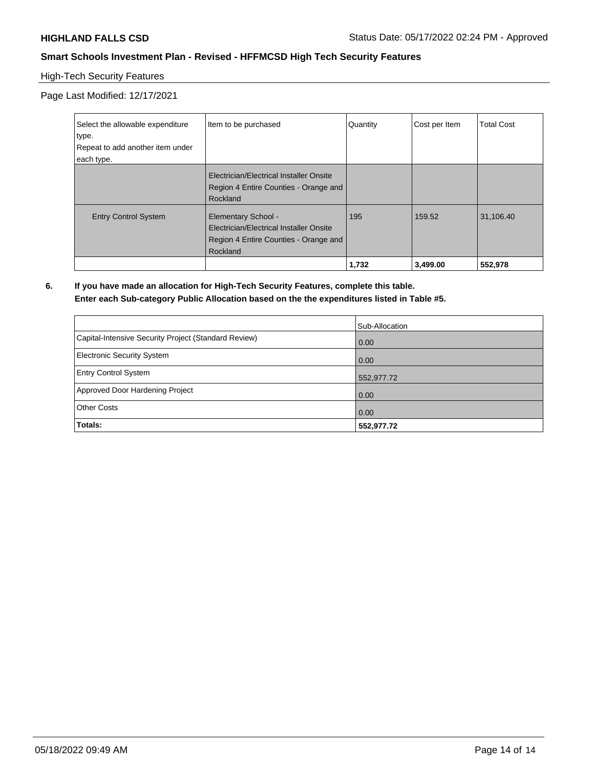High-Tech Security Features

Page Last Modified: 12/17/2021

| Select the allowable expenditure type. Repeat to add another item under each type. | Item to be purchased | Quantity | Cost per Item | Total Cost |
|---|---|---|---|---|
| | Electrician/Electrical Installer Onsite Region 4 Entire Counties - Orange and Rockland | | | |
| Entry Control System | Elementary School - Electrician/Electrical Installer Onsite Region 4 Entire Counties - Orange and Rockland | 195 | 159.52 | 31,106.40 |
| | | **1,732** | **3,499.00** | **552,978** |

**6. If you have made an allocation for High-Tech Security Features, complete this table. Enter each Sub-category Public Allocation based on the the expenditures listed in Table #5.**

| | Sub-Allocation |
|---|---|
| Capital-Intensive Security Project (Standard Review) | 0.00 |
| Electronic Security System | 0.00 |
| Entry Control System | 552,977.72 |
| Approved Door Hardening Project | 0.00 |
| Other Costs | 0.00 |
| **Totals:** | **552,977.72** |